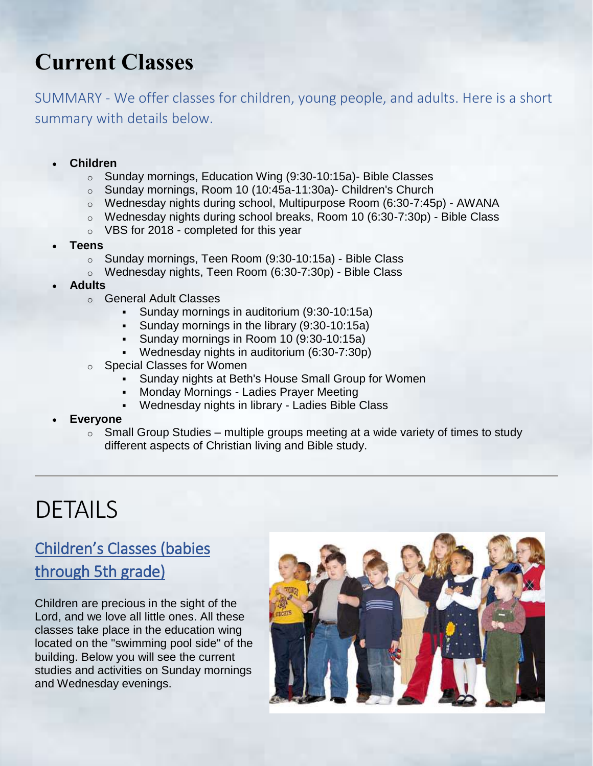# Current Classes

SUMMARY - We offer classes for children, young people, and adults. Here is a short summary with details below.

- **Children**
  - Sunday mornings, Education Wing (9:30-10:15a)- Bible Classes
  - Sunday mornings, Room 10 (10:45a-11:30a)- Children's Church
  - Wednesday nights during school, Multipurpose Room (6:30-7:45p) - AWANA
  - Wednesday nights during school breaks, Room 10 (6:30-7:30p) - Bible Class
  - VBS for 2018 - completed for this year
- **Teens**
  - Sunday mornings, Teen Room (9:30-10:15a) - Bible Class
  - Wednesday nights, Teen Room (6:30-7:30p) - Bible Class
- **Adults**
  - General Adult Classes
    - Sunday mornings in auditorium (9:30-10:15a)
    - Sunday mornings in the library (9:30-10:15a)
    - Sunday mornings in Room 10 (9:30-10:15a)
    - Wednesday nights in auditorium (6:30-7:30p)
  - Special Classes for Women
    - Sunday nights at Beth's House Small Group for Women
    - Monday Mornings - Ladies Prayer Meeting
    - Wednesday nights in library - Ladies Bible Class
- **Everyone**
  - Small Group Studies – multiple groups meeting at a wide variety of times to study different aspects of Christian living and Bible study.

---

# DETAILS

## Children's Classes (babies through 5th grade)

Children are precious in the sight of the Lord, and we love all little ones. All these classes take place in the education wing located on the "swimming pool side" of the building. Below you will see the current studies and activities on Sunday mornings and Wednesday evenings.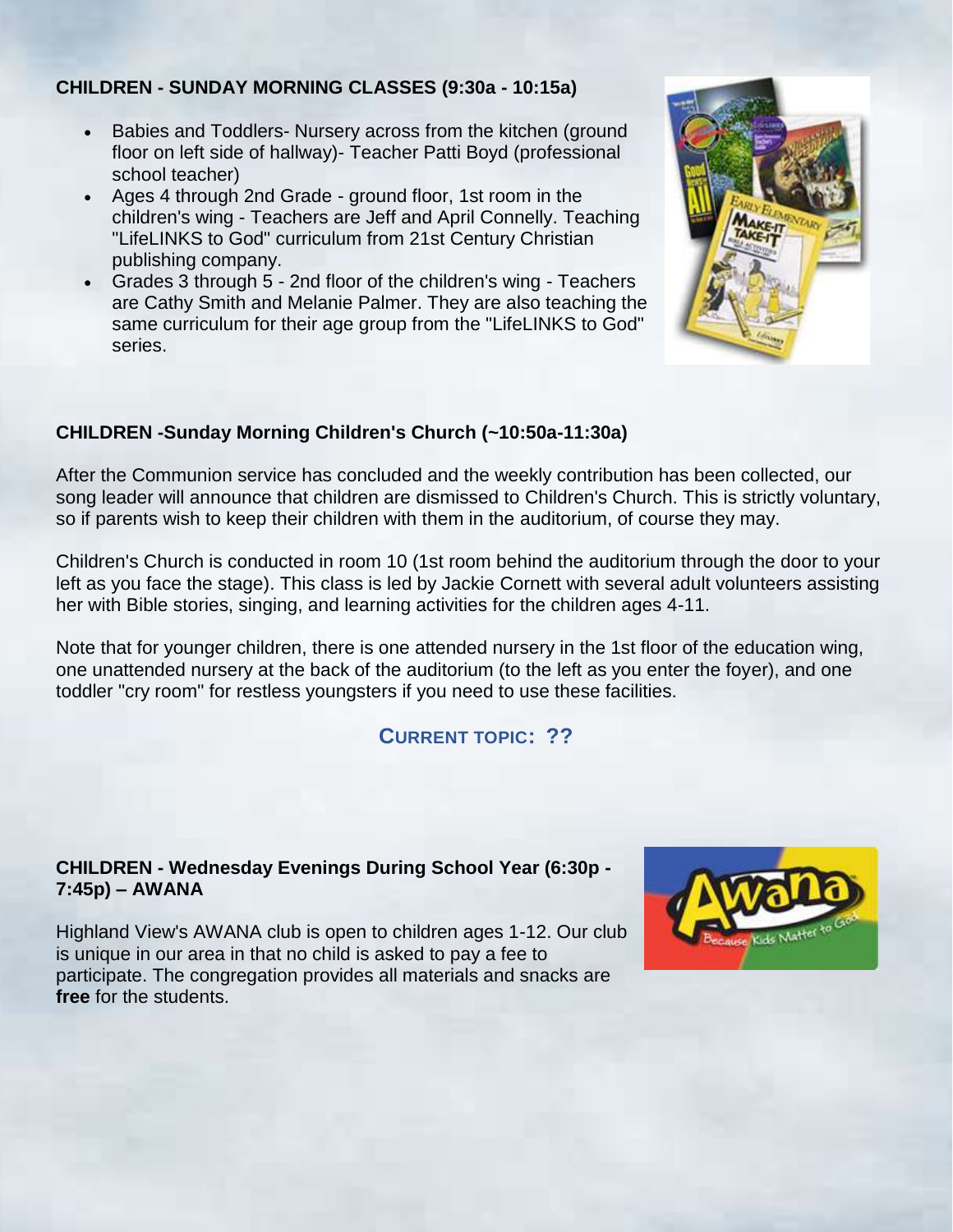**CHILDREN - SUNDAY MORNING CLASSES (9:30a - 10:15a)**

- Babies and Toddlers- Nursery across from the kitchen (ground floor on left side of hallway)- Teacher Patti Boyd (professional school teacher)
- Ages 4 through 2nd Grade - ground floor, 1st room in the children's wing - Teachers are Jeff and April Connelly. Teaching "LifeLINKS to God" curriculum from 21st Century Christian publishing company.
- Grades 3 through 5 - 2nd floor of the children's wing - Teachers are Cathy Smith and Melanie Palmer. They are also teaching the same curriculum for their age group from the "LifeLINKS to God" series.

**CHILDREN -Sunday Morning Children's Church (~10:50a-11:30a)**

After the Communion service has concluded and the weekly contribution has been collected, our song leader will announce that children are dismissed to Children's Church. This is strictly voluntary, so if parents wish to keep their children with them in the auditorium, of course they may.

Children's Church is conducted in room 10 (1st room behind the auditorium through the door to your left as you face the stage). This class is led by Jackie Cornett with several adult volunteers assisting her with Bible stories, singing, and learning activities for the children ages 4-11.

Note that for younger children, there is one attended nursery in the 1st floor of the education wing, one unattended nursery at the back of the auditorium (to the left as you enter the foyer), and one toddler "cry room" for restless youngsters if you need to use these facilities.

**CURRENT TOPIC: ??**

**CHILDREN - Wednesday Evenings During School Year (6:30p - 7:45p) – AWANA**

Highland View's AWANA club is open to children ages 1-12. Our club is unique in our area in that no child is asked to pay a fee to participate. The congregation provides all materials and snacks are **free** for the students.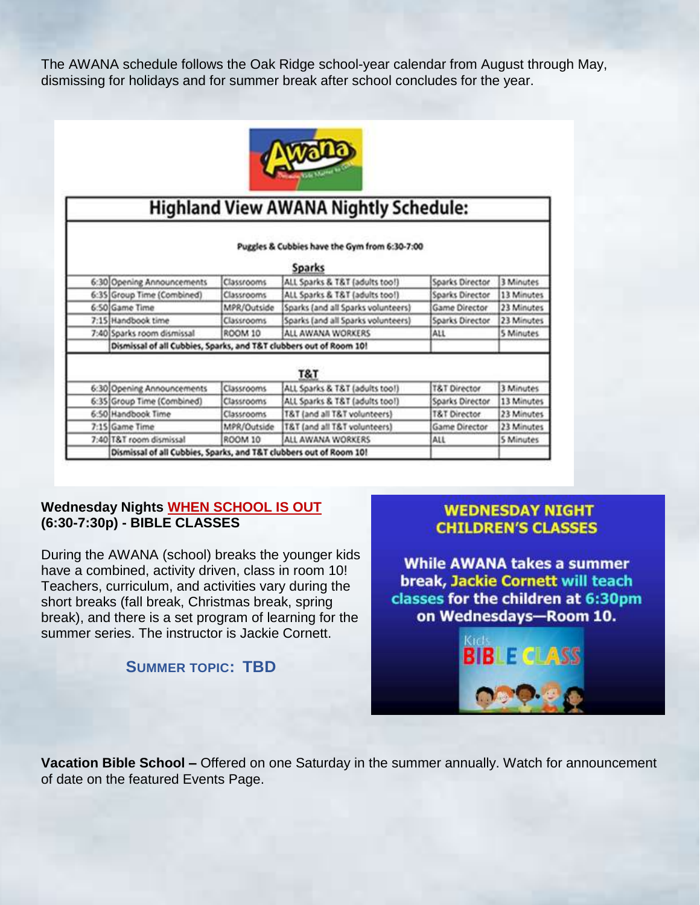The AWANA schedule follows the Oak Ridge school-year calendar from August through May, dismissing for holidays and for summer break after school concludes for the year.

## Highland View AWANA Nightly Schedule:

Puggles & Cubbies have the Gym from 6:30-7:00

**Sparks**

| Time | Activity | Location | Participants | Leader | Duration |
|---|---|---|---|---|---|
| 6:30 | Opening Announcements | Classrooms | ALL Sparks & T&T (adults too!) | Sparks Director | 3 Minutes |
| 6:35 | Group Time (Combined) | Classrooms | ALL Sparks & T&T (adults too!) | Sparks Director | 13 Minutes |
| 6:50 | Game Time | MPR/Outside | Sparks (and all Sparks volunteers) | Game Director | 23 Minutes |
| 7:15 | Handbook time | Classrooms | Sparks (and all Sparks volunteers) | Sparks Director | 23 Minutes |
| 7:40 | Sparks room dismissal | ROOM 10 | ALL AWANA WORKERS | ALL | 5 Minutes |
| | Dismissal of all Cubbies, Sparks, and T&T clubbers out of Room 10! | | | | |

**T&T**

| Time | Activity | Location | Participants | Leader | Duration |
|---|---|---|---|---|---|
| 6:30 | Opening Announcements | Classrooms | ALL Sparks & T&T (adults too!) | T&T Director | 3 Minutes |
| 6:35 | Group Time (Combined) | Classrooms | ALL Sparks & T&T (adults too!) | Sparks Director | 13 Minutes |
| 6:50 | Handbook Time | Classrooms | T&T (and all T&T volunteers) | T&T Director | 23 Minutes |
| 7:15 | Game Time | MPR/Outside | T&T (and all T&T volunteers) | Game Director | 23 Minutes |
| 7:40 | T&T room dismissal | ROOM 10 | ALL AWANA WORKERS | ALL | 5 Minutes |
| | Dismissal of all Cubbies, Sparks, and T&T clubbers out of Room 10! | | | | |

**Wednesday Nights WHEN SCHOOL IS OUT (6:30-7:30p) - BIBLE CLASSES**

During the AWANA (school) breaks the younger kids have a combined, activity driven, class in room 10! Teachers, curriculum, and activities vary during the short breaks (fall break, Christmas break, spring break), and there is a set program of learning for the summer series. The instructor is Jackie Cornett.

**SUMMER TOPIC: TBD**

**WEDNESDAY NIGHT CHILDREN'S CLASSES**

**While AWANA takes a summer break, Jackie Cornett will teach classes for the children at 6:30pm on Wednesdays—Room 10.**

Kids BIBLE CLASS

**Vacation Bible School –** Offered on one Saturday in the summer annually. Watch for announcement of date on the featured Events Page.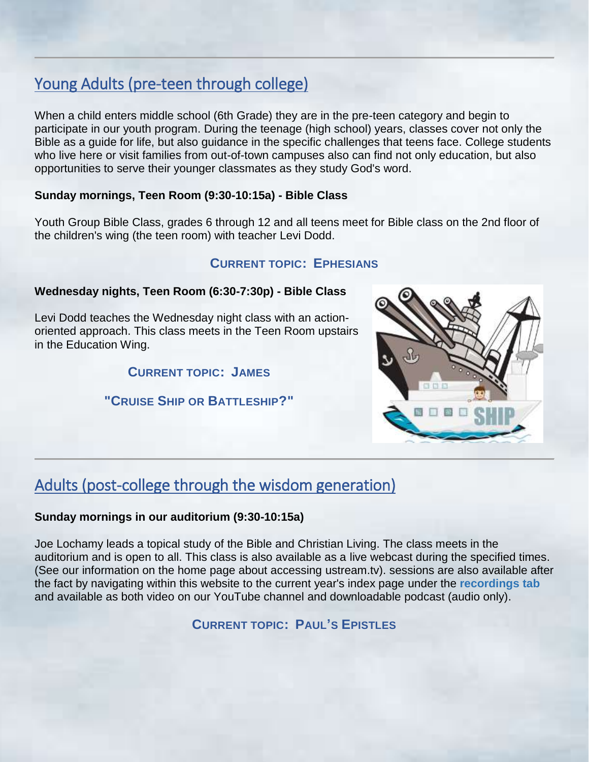## Young Adults (pre-teen through college)

When a child enters middle school (6th Grade) they are in the pre-teen category and begin to participate in our youth program. During the teenage (high school) years, classes cover not only the Bible as a guide for life, but also guidance in the specific challenges that teens face. College students who live here or visit families from out-of-town campuses also can find not only education, but also opportunities to serve their younger classmates as they study God's word.

**Sunday mornings, Teen Room (9:30-10:15a) - Bible Class**

Youth Group Bible Class, grades 6 through 12 and all teens meet for Bible class on the 2nd floor of the children's wing (the teen room) with teacher Levi Dodd.

**CURRENT TOPIC: EPHESIANS**

**Wednesday nights, Teen Room (6:30-7:30p) - Bible Class**

Levi Dodd teaches the Wednesday night class with an action-oriented approach. This class meets in the Teen Room upstairs in the Education Wing.

**CURRENT TOPIC: JAMES**

**"CRUISE SHIP OR BATTLESHIP?"**

## Adults (post-college through the wisdom generation)

**Sunday mornings in our auditorium (9:30-10:15a)**

Joe Lochamy leads a topical study of the Bible and Christian Living. The class meets in the auditorium and is open to all. This class is also available as a live webcast during the specified times. (See our information on the home page about accessing ustream.tv). sessions are also available after the fact by navigating within this website to the current year's index page under the **recordings tab** and available as both video on our YouTube channel and downloadable podcast (audio only).

**CURRENT TOPIC: PAUL'S EPISTLES**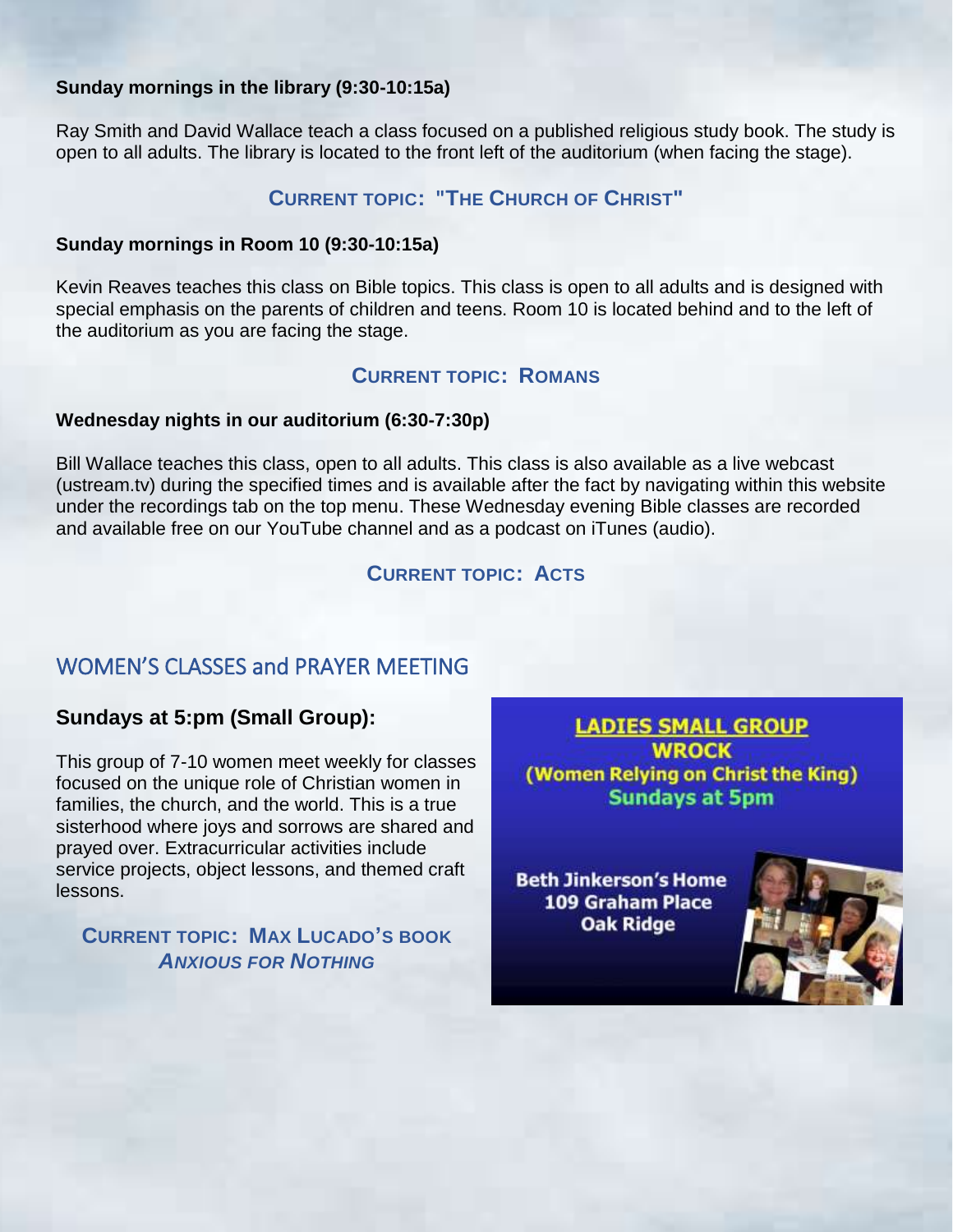**Sunday mornings in the library (9:30-10:15a)**

Ray Smith and David Wallace teach a class focused on a published religious study book. The study is open to all adults. The library is located to the front left of the auditorium (when facing the stage).

**CURRENT TOPIC: "THE CHURCH OF CHRIST"**

**Sunday mornings in Room 10 (9:30-10:15a)**

Kevin Reaves teaches this class on Bible topics. This class is open to all adults and is designed with special emphasis on the parents of children and teens. Room 10 is located behind and to the left of the auditorium as you are facing the stage.

**CURRENT TOPIC: ROMANS**

**Wednesday nights in our auditorium (6:30-7:30p)**

Bill Wallace teaches this class, open to all adults. This class is also available as a live webcast (ustream.tv) during the specified times and is available after the fact by navigating within this website under the recordings tab on the top menu. These Wednesday evening Bible classes are recorded and available free on our YouTube channel and as a podcast on iTunes (audio).

**CURRENT TOPIC: ACTS**

## WOMEN'S CLASSES and PRAYER MEETING

### Sundays at 5:pm (Small Group):

This group of 7-10 women meet weekly for classes focused on the unique role of Christian women in families, the church, and the world. This is a true sisterhood where joys and sorrows are shared and prayed over. Extracurricular activities include service projects, object lessons, and themed craft lessons.

**CURRENT TOPIC: MAX LUCADO'S BOOK *ANXIOUS FOR NOTHING***

**LADIES SMALL GROUP**
**WROCK**
**(Women Relying on Christ the King)**
**Sundays at 5pm**

**Beth Jinkerson's Home**
**109 Graham Place**
**Oak Ridge**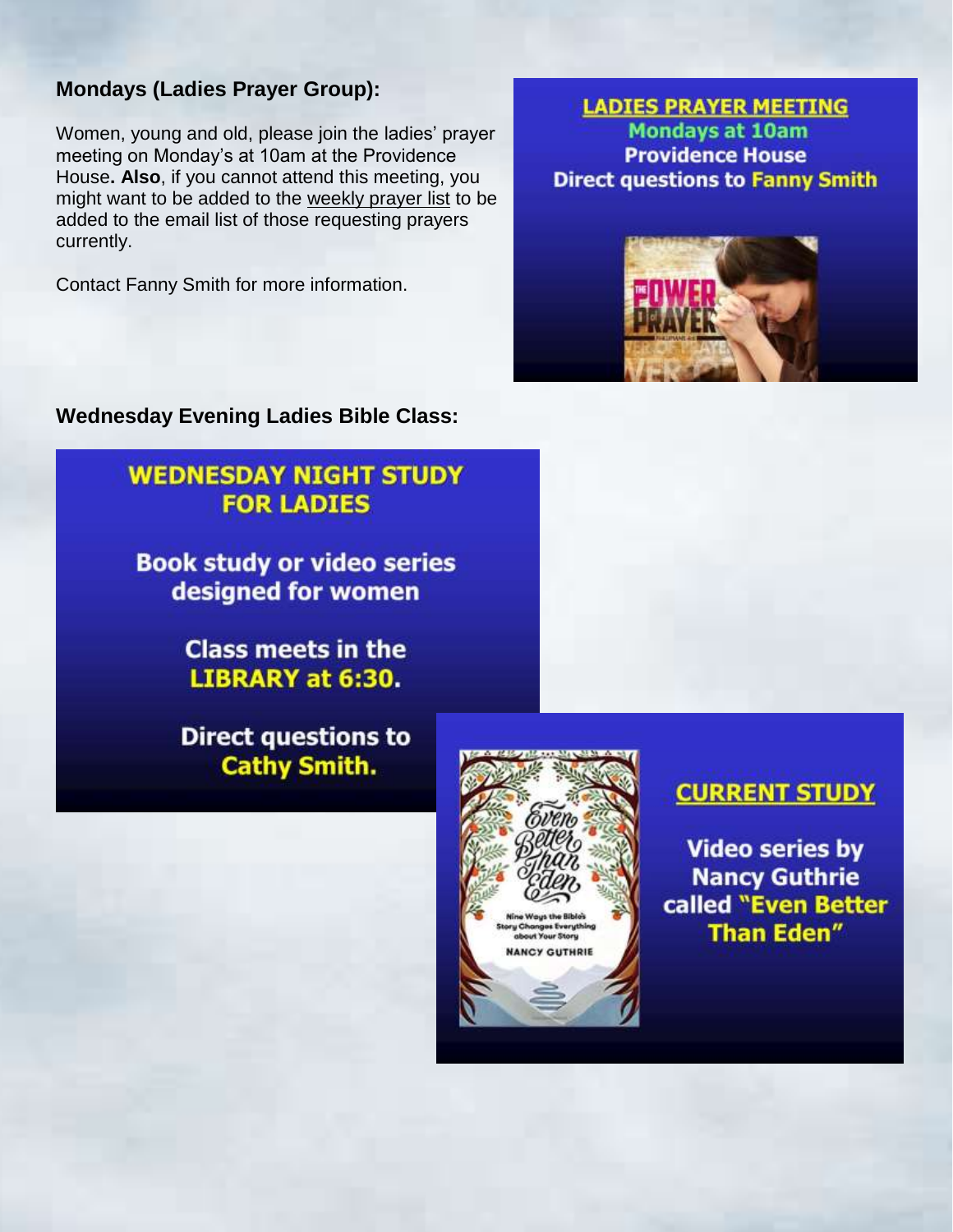### Mondays (Ladies Prayer Group):

Women, young and old, please join the ladies' prayer meeting on Monday's at 10am at the Providence House**. Also**, if you cannot attend this meeting, you might want to be added to the weekly prayer list to be added to the email list of those requesting prayers currently.

Contact Fanny Smith for more information.

**LADIES PRAYER MEETING**
**Mondays at 10am**
**Providence House**
**Direct questions to Fanny Smith**

### Wednesday Evening Ladies Bible Class:

**WEDNESDAY NIGHT STUDY FOR LADIES**

**Book study or video series designed for women**

**Class meets in the LIBRARY at 6:30.**

**Direct questions to Cathy Smith.**

**CURRENT STUDY**

**Video series by Nancy Guthrie called "Even Better Than Eden"**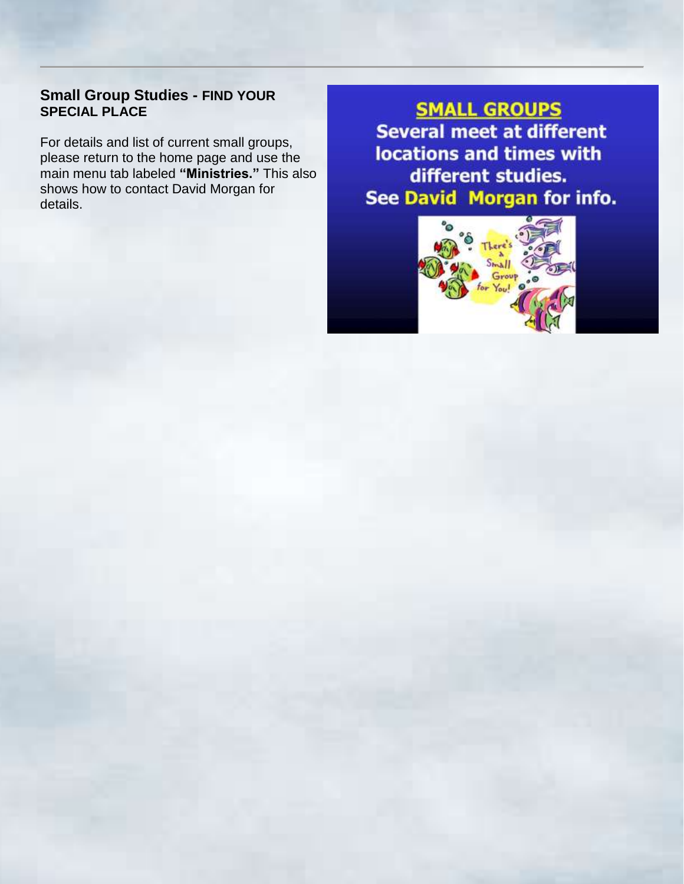## Small Group Studies - FIND YOUR SPECIAL PLACE

For details and list of current small groups, please return to the home page and use the main menu tab labeled **"Ministries."** This also shows how to contact David Morgan for details.

**SMALL GROUPS**

**Several meet at different locations and times with different studies.**

**See David Morgan for info.**